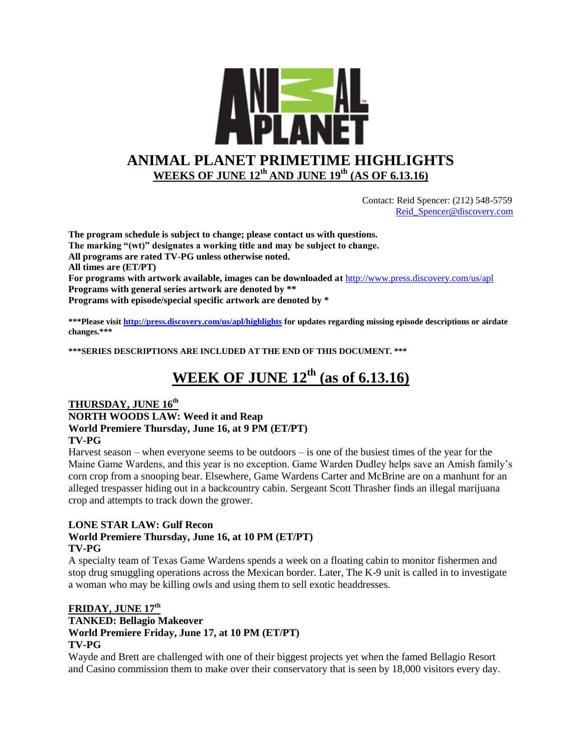# ANIMAL PLANET PRIMETIME HIGHLIGHTS

**WEEKS OF JUNE 12th AND JUNE 19th (AS OF 6.13.16)**

Contact: Reid Spencer: (212) 548-5759
Reid_Spencer@discovery.com

**The program schedule is subject to change; please contact us with questions.**
**The marking "(wt)" designates a working title and may be subject to change.**
**All programs are rated TV-PG unless otherwise noted.**
**All times are (ET/PT)**
**For programs with artwork available, images can be downloaded at** http://www.press.discovery.com/us/apl
**Programs with general series artwork are denoted by \*\***
**Programs with episode/special specific artwork are denoted by \***

**\*\*\*Please visit http://press.discovery.com/us/apl/highlights for updates regarding missing episode descriptions or airdate changes.\*\*\***

**\*\*\*SERIES DESCRIPTIONS ARE INCLUDED AT THE END OF THIS DOCUMENT. \*\*\***

## WEEK OF JUNE 12th (as of 6.13.16)

### THURSDAY, JUNE 16th

**NORTH WOODS LAW: Weed it and Reap**
**World Premiere Thursday, June 16, at 9 PM (ET/PT)**
**TV-PG**

Harvest season – when everyone seems to be outdoors – is one of the busiest times of the year for the Maine Game Wardens, and this year is no exception. Game Warden Dudley helps save an Amish family's corn crop from a snooping bear. Elsewhere, Game Wardens Carter and McBrine are on a manhunt for an alleged trespasser hiding out in a backcountry cabin. Sergeant Scott Thrasher finds an illegal marijuana crop and attempts to track down the grower.

**LONE STAR LAW: Gulf Recon**
**World Premiere Thursday, June 16, at 10 PM (ET/PT)**
**TV-PG**

A specialty team of Texas Game Wardens spends a week on a floating cabin to monitor fishermen and stop drug smuggling operations across the Mexican border. Later, The K-9 unit is called in to investigate a woman who may be killing owls and using them to sell exotic headdresses.

### FRIDAY, JUNE 17th

**TANKED: Bellagio Makeover**
**World Premiere Friday, June 17, at 10 PM (ET/PT)**
**TV-PG**

Wayde and Brett are challenged with one of their biggest projects yet when the famed Bellagio Resort and Casino commission them to make over their conservatory that is seen by 18,000 visitors every day.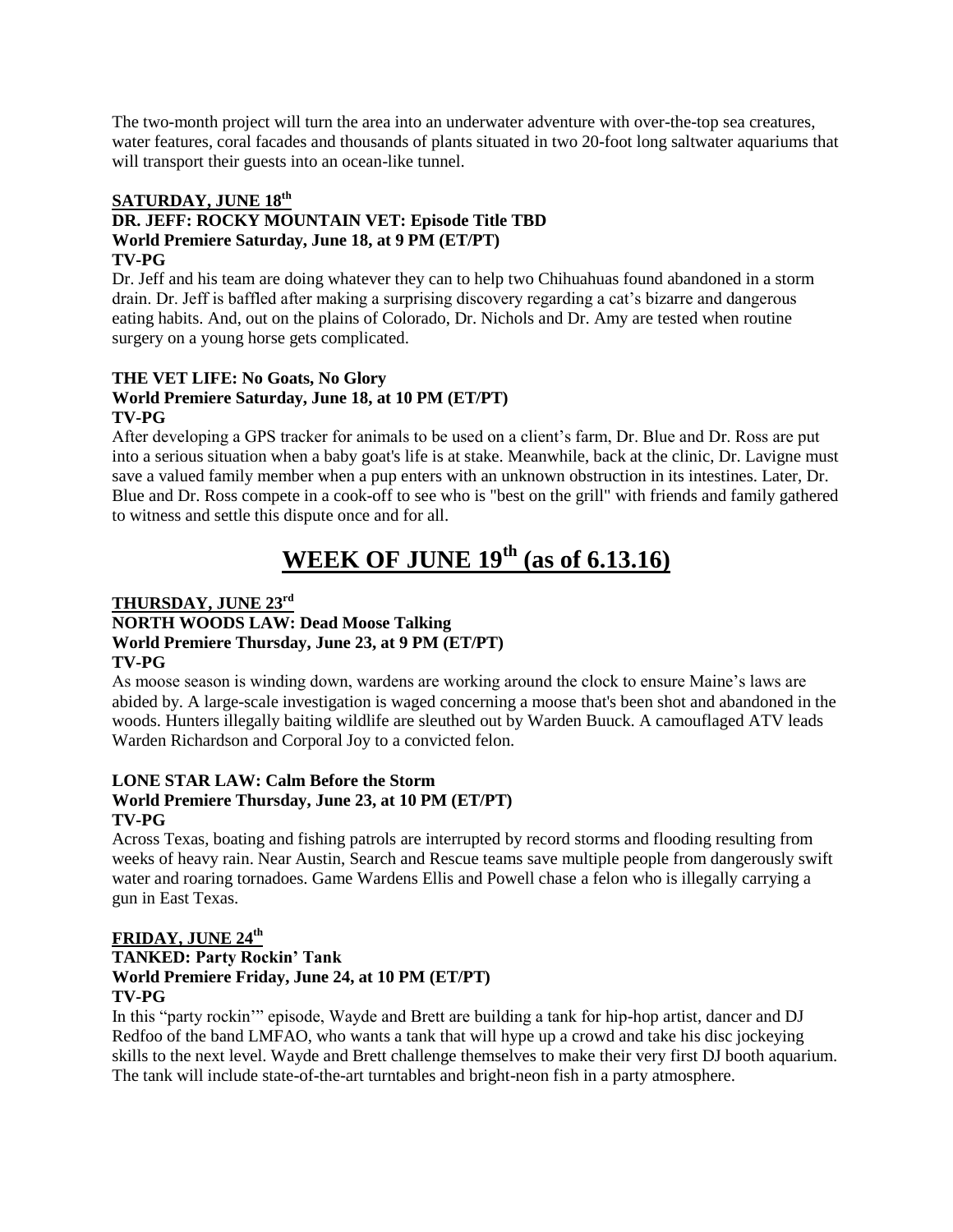The two-month project will turn the area into an underwater adventure with over-the-top sea creatures, water features, coral facades and thousands of plants situated in two 20-foot long saltwater aquariums that will transport their guests into an ocean-like tunnel.

**SATURDAY, JUNE 18th**

**DR. JEFF: ROCKY MOUNTAIN VET: Episode Title TBD**
**World Premiere Saturday, June 18, at 9 PM (ET/PT)**
**TV-PG**

Dr. Jeff and his team are doing whatever they can to help two Chihuahuas found abandoned in a storm drain. Dr. Jeff is baffled after making a surprising discovery regarding a cat's bizarre and dangerous eating habits. And, out on the plains of Colorado, Dr. Nichols and Dr. Amy are tested when routine surgery on a young horse gets complicated.

**THE VET LIFE: No Goats, No Glory**
**World Premiere Saturday, June 18, at 10 PM (ET/PT)**
**TV-PG**

After developing a GPS tracker for animals to be used on a client's farm, Dr. Blue and Dr. Ross are put into a serious situation when a baby goat's life is at stake. Meanwhile, back at the clinic, Dr. Lavigne must save a valued family member when a pup enters with an unknown obstruction in its intestines. Later, Dr. Blue and Dr. Ross compete in a cook-off to see who is "best on the grill" with friends and family gathered to witness and settle this dispute once and for all.

# WEEK OF JUNE 19th (as of 6.13.16)

**THURSDAY, JUNE 23rd**

**NORTH WOODS LAW: Dead Moose Talking**
**World Premiere Thursday, June 23, at 9 PM (ET/PT)**
**TV-PG**

As moose season is winding down, wardens are working around the clock to ensure Maine's laws are abided by. A large-scale investigation is waged concerning a moose that's been shot and abandoned in the woods. Hunters illegally baiting wildlife are sleuthed out by Warden Buuck. A camouflaged ATV leads Warden Richardson and Corporal Joy to a convicted felon.

**LONE STAR LAW: Calm Before the Storm**
**World Premiere Thursday, June 23, at 10 PM (ET/PT)**
**TV-PG**

Across Texas, boating and fishing patrols are interrupted by record storms and flooding resulting from weeks of heavy rain. Near Austin, Search and Rescue teams save multiple people from dangerously swift water and roaring tornadoes. Game Wardens Ellis and Powell chase a felon who is illegally carrying a gun in East Texas.

**FRIDAY, JUNE 24th**

**TANKED: Party Rockin' Tank**
**World Premiere Friday, June 24, at 10 PM (ET/PT)**
**TV-PG**

In this "party rockin'" episode, Wayde and Brett are building a tank for hip-hop artist, dancer and DJ Redfoo of the band LMFAO, who wants a tank that will hype up a crowd and take his disc jockeying skills to the next level. Wayde and Brett challenge themselves to make their very first DJ booth aquarium. The tank will include state-of-the-art turntables and bright-neon fish in a party atmosphere.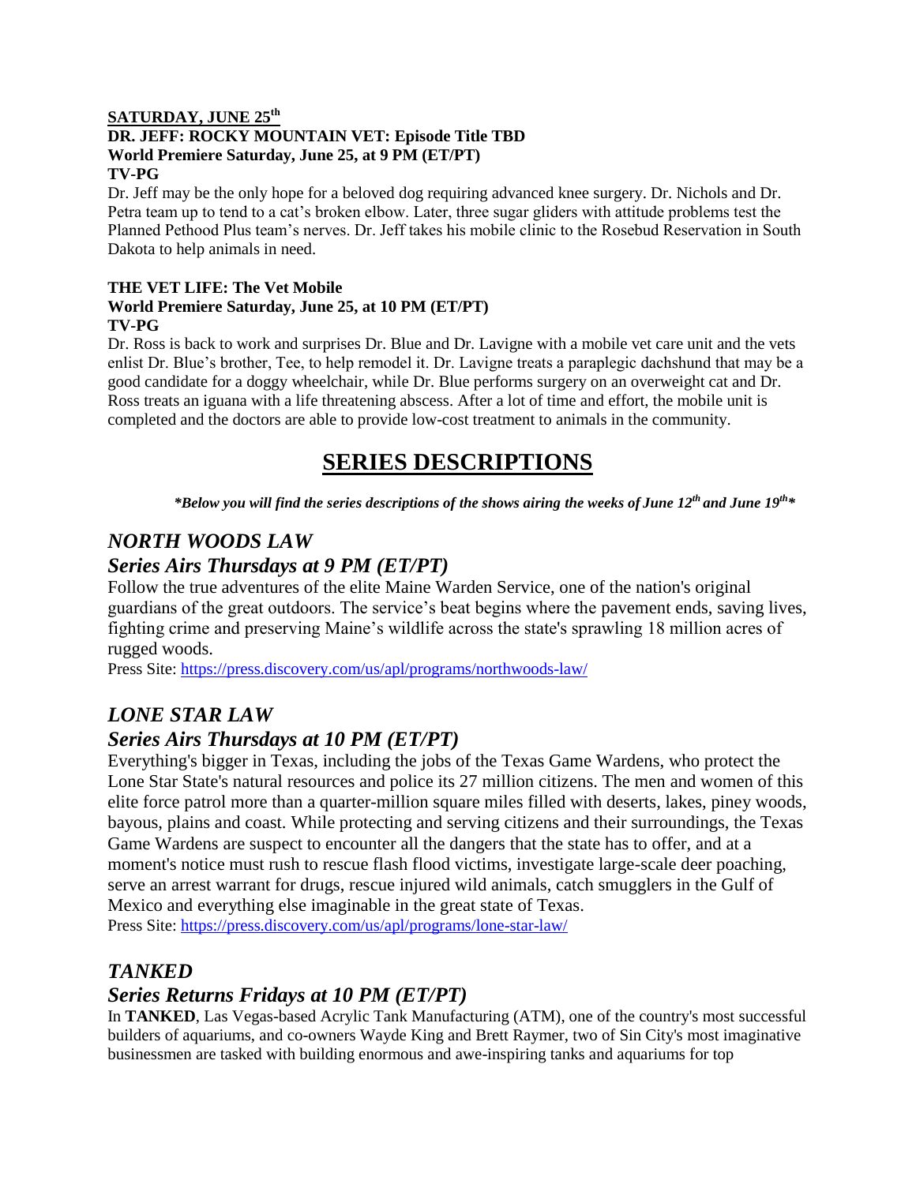**SATURDAY, JUNE 25th**

**DR. JEFF: ROCKY MOUNTAIN VET: Episode Title TBD**
**World Premiere Saturday, June 25, at 9 PM (ET/PT)**
**TV-PG**

Dr. Jeff may be the only hope for a beloved dog requiring advanced knee surgery. Dr. Nichols and Dr. Petra team up to tend to a cat's broken elbow. Later, three sugar gliders with attitude problems test the Planned Pethood Plus team's nerves. Dr. Jeff takes his mobile clinic to the Rosebud Reservation in South Dakota to help animals in need.

**THE VET LIFE: The Vet Mobile**
**World Premiere Saturday, June 25, at 10 PM (ET/PT)**
**TV-PG**

Dr. Ross is back to work and surprises Dr. Blue and Dr. Lavigne with a mobile vet care unit and the vets enlist Dr. Blue's brother, Tee, to help remodel it. Dr. Lavigne treats a paraplegic dachshund that may be a good candidate for a doggy wheelchair, while Dr. Blue performs surgery on an overweight cat and Dr. Ross treats an iguana with a life threatening abscess. After a lot of time and effort, the mobile unit is completed and the doctors are able to provide low-cost treatment to animals in the community.

# SERIES DESCRIPTIONS

***Below you will find the series descriptions of the shows airing the weeks of June 12th and June 19th***

## *NORTH WOODS LAW*

## *Series Airs Thursdays at 9 PM (ET/PT)*

Follow the true adventures of the elite Maine Warden Service, one of the nation's original guardians of the great outdoors. The service's beat begins where the pavement ends, saving lives, fighting crime and preserving Maine's wildlife across the state's sprawling 18 million acres of rugged woods.

Press Site: https://press.discovery.com/us/apl/programs/northwoods-law/

## *LONE STAR LAW*

## *Series Airs Thursdays at 10 PM (ET/PT)*

Everything's bigger in Texas, including the jobs of the Texas Game Wardens, who protect the Lone Star State's natural resources and police its 27 million citizens. The men and women of this elite force patrol more than a quarter-million square miles filled with deserts, lakes, piney woods, bayous, plains and coast. While protecting and serving citizens and their surroundings, the Texas Game Wardens are suspect to encounter all the dangers that the state has to offer, and at a moment's notice must rush to rescue flash flood victims, investigate large-scale deer poaching, serve an arrest warrant for drugs, rescue injured wild animals, catch smugglers in the Gulf of Mexico and everything else imaginable in the great state of Texas.

Press Site: https://press.discovery.com/us/apl/programs/lone-star-law/

## *TANKED*

## *Series Returns Fridays at 10 PM (ET/PT)*

In **TANKED**, Las Vegas-based Acrylic Tank Manufacturing (ATM), one of the country's most successful builders of aquariums, and co-owners Wayde King and Brett Raymer, two of Sin City's most imaginative businessmen are tasked with building enormous and awe-inspiring tanks and aquariums for top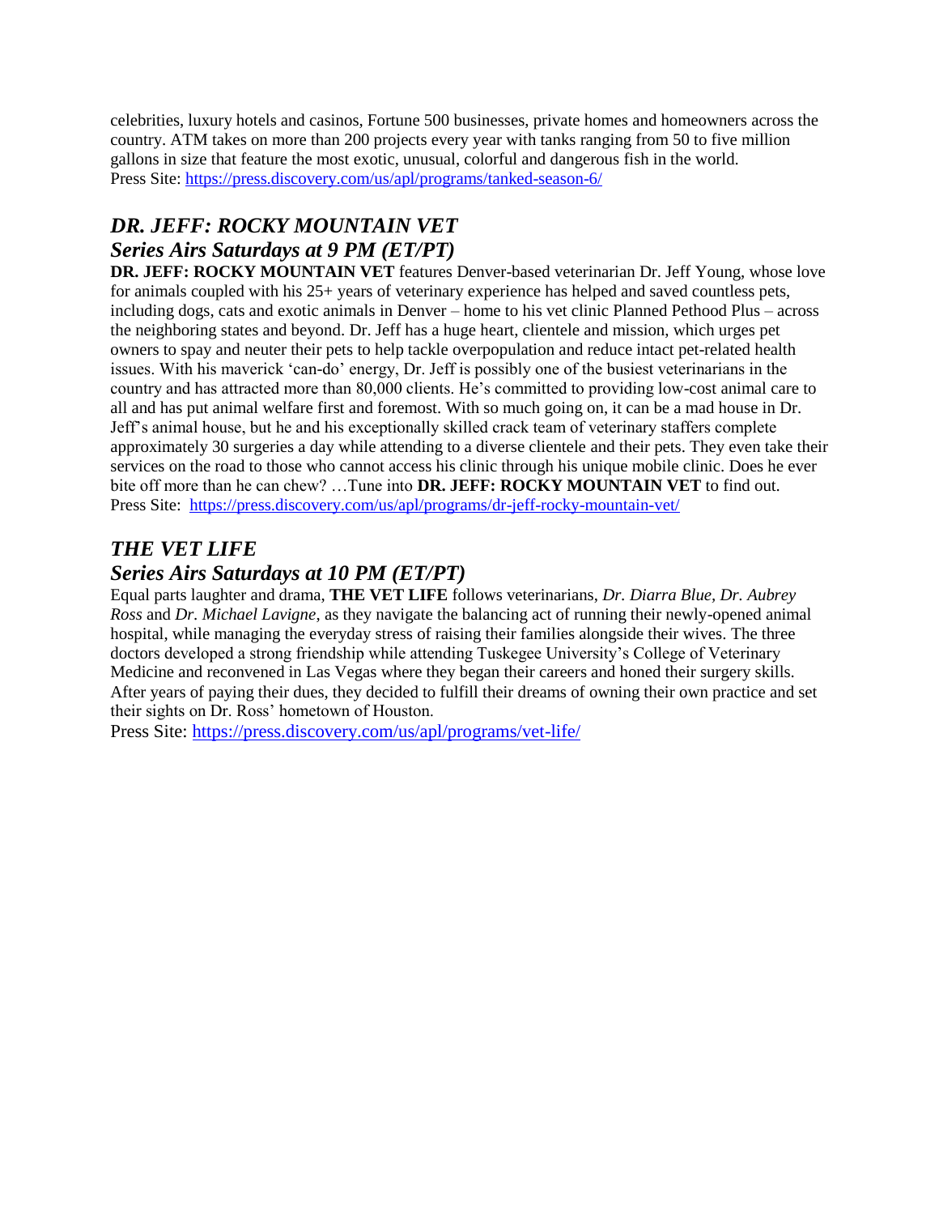celebrities, luxury hotels and casinos, Fortune 500 businesses, private homes and homeowners across the country. ATM takes on more than 200 projects every year with tanks ranging from 50 to five million gallons in size that feature the most exotic, unusual, colorful and dangerous fish in the world.
Press Site: https://press.discovery.com/us/apl/programs/tanked-season-6/

## *DR. JEFF: ROCKY MOUNTAIN VET*
## *Series Airs Saturdays at 9 PM (ET/PT)*

**DR. JEFF: ROCKY MOUNTAIN VET** features Denver-based veterinarian Dr. Jeff Young, whose love for animals coupled with his 25+ years of veterinary experience has helped and saved countless pets, including dogs, cats and exotic animals in Denver – home to his vet clinic Planned Pethood Plus – across the neighboring states and beyond. Dr. Jeff has a huge heart, clientele and mission, which urges pet owners to spay and neuter their pets to help tackle overpopulation and reduce intact pet-related health issues. With his maverick 'can-do' energy, Dr. Jeff is possibly one of the busiest veterinarians in the country and has attracted more than 80,000 clients. He's committed to providing low-cost animal care to all and has put animal welfare first and foremost. With so much going on, it can be a mad house in Dr. Jeff's animal house, but he and his exceptionally skilled crack team of veterinary staffers complete approximately 30 surgeries a day while attending to a diverse clientele and their pets. They even take their services on the road to those who cannot access his clinic through his unique mobile clinic. Does he ever bite off more than he can chew? …Tune into **DR. JEFF: ROCKY MOUNTAIN VET** to find out.
Press Site: https://press.discovery.com/us/apl/programs/dr-jeff-rocky-mountain-vet/

## *THE VET LIFE*
## *Series Airs Saturdays at 10 PM (ET/PT)*

Equal parts laughter and drama, **THE VET LIFE** follows veterinarians, *Dr. Diarra Blue, Dr. Aubrey Ross* and *Dr. Michael Lavigne*, as they navigate the balancing act of running their newly-opened animal hospital, while managing the everyday stress of raising their families alongside their wives. The three doctors developed a strong friendship while attending Tuskegee University's College of Veterinary Medicine and reconvened in Las Vegas where they began their careers and honed their surgery skills. After years of paying their dues, they decided to fulfill their dreams of owning their own practice and set their sights on Dr. Ross' hometown of Houston.
Press Site: https://press.discovery.com/us/apl/programs/vet-life/